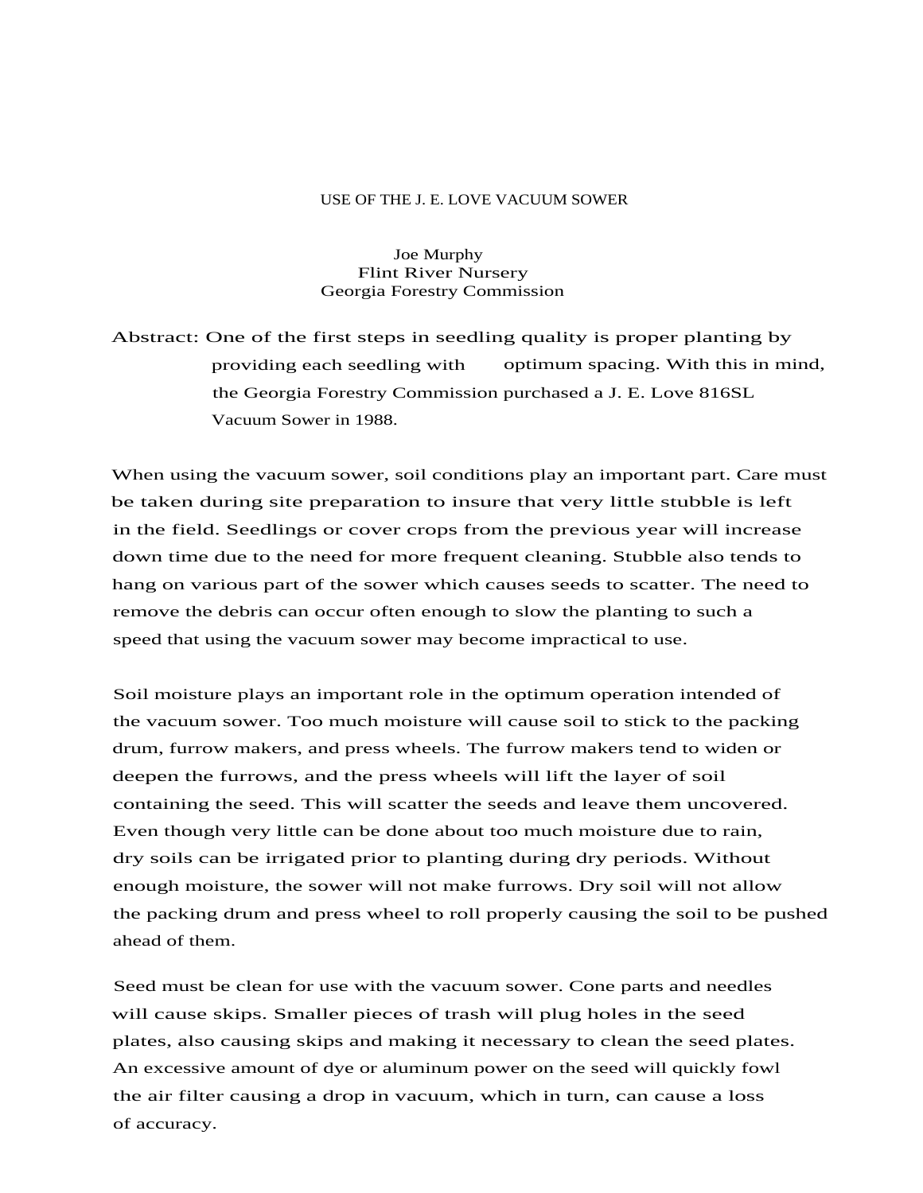# USE OF THE J. E. LOVE VACUUM SOWER

Joe Murphy
Flint River Nursery
Georgia Forestry Commission

Abstract: One of the first steps in seedling quality is proper planting by providing each seedling with optimum spacing. With this in mind, the Georgia Forestry Commission purchased a J. E. Love 816SL Vacuum Sower in 1988.

When using the vacuum sower, soil conditions play an important part. Care must be taken during site preparation to insure that very little stubble is left in the field. Seedlings or cover crops from the previous year will increase down time due to the need for more frequent cleaning. Stubble also tends to hang on various part of the sower which causes seeds to scatter. The need to remove the debris can occur often enough to slow the planting to such a speed that using the vacuum sower may become impractical to use.

Soil moisture plays an important role in the optimum operation intended of the vacuum sower. Too much moisture will cause soil to stick to the packing drum, furrow makers, and press wheels. The furrow makers tend to widen or deepen the furrows, and the press wheels will lift the layer of soil containing the seed. This will scatter the seeds and leave them uncovered. Even though very little can be done about too much moisture due to rain, dry soils can be irrigated prior to planting during dry periods. Without enough moisture, the sower will not make furrows. Dry soil will not allow the packing drum and press wheel to roll properly causing the soil to be pushed ahead of them.

Seed must be clean for use with the vacuum sower. Cone parts and needles will cause skips. Smaller pieces of trash will plug holes in the seed plates, also causing skips and making it necessary to clean the seed plates. An excessive amount of dye or aluminum power on the seed will quickly fowl the air filter causing a drop in vacuum, which in turn, can cause a loss of accuracy.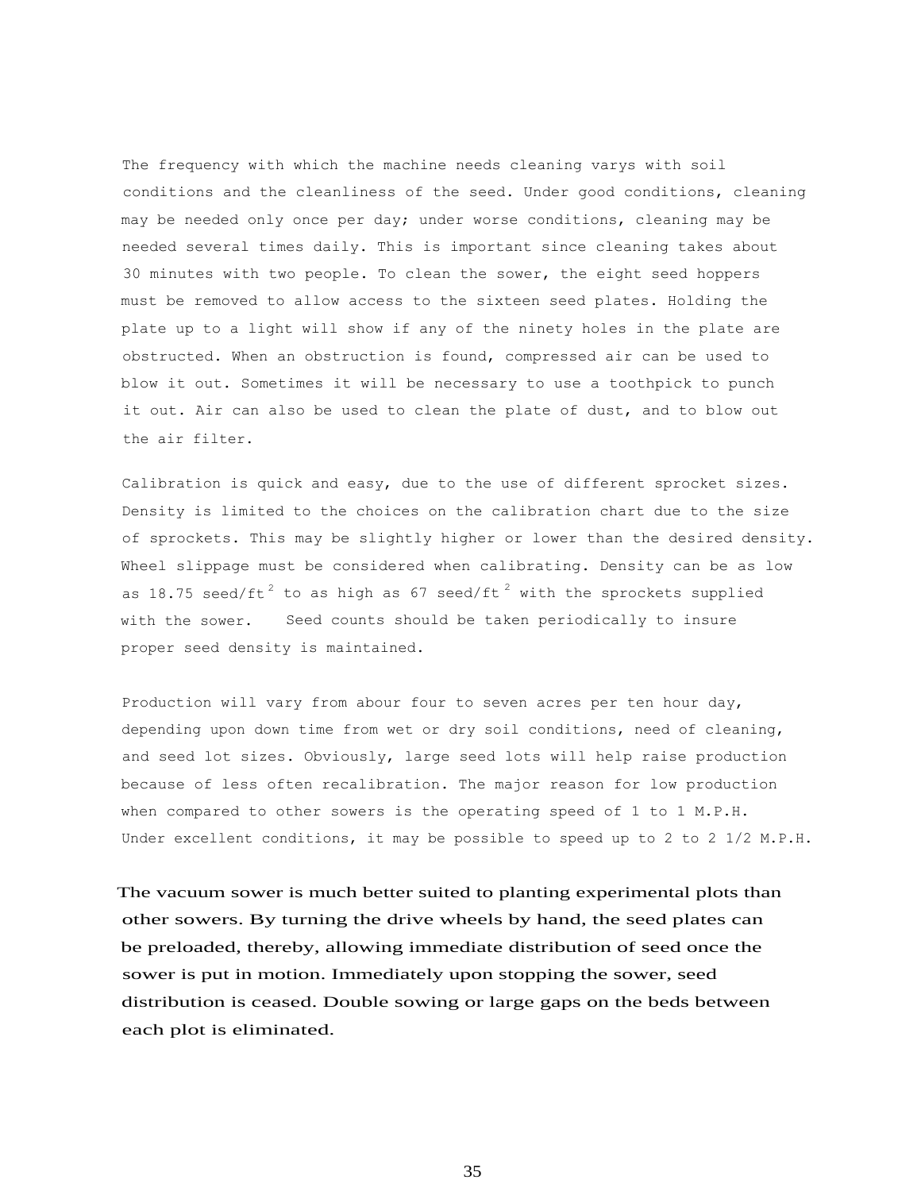The frequency with which the machine needs cleaning varys with soil conditions and the cleanliness of the seed. Under good conditions, cleaning may be needed only once per day; under worse conditions, cleaning may be needed several times daily. This is important since cleaning takes about 30 minutes with two people. To clean the sower, the eight seed hoppers must be removed to allow access to the sixteen seed plates. Holding the plate up to a light will show if any of the ninety holes in the plate are obstructed. When an obstruction is found, compressed air can be used to blow it out. Sometimes it will be necessary to use a toothpick to punch it out. Air can also be used to clean the plate of dust, and to blow out the air filter.

Calibration is quick and easy, due to the use of different sprocket sizes. Density is limited to the choices on the calibration chart due to the size of sprockets. This may be slightly higher or lower than the desired density. Wheel slippage must be considered when calibrating. Density can be as low as 18.75 seed/ft$^2$ to as high as 67 seed/ft$^2$ with the sprockets supplied with the sower. Seed counts should be taken periodically to insure proper seed density is maintained.

Production will vary from abour four to seven acres per ten hour day, depending upon down time from wet or dry soil conditions, need of cleaning, and seed lot sizes. Obviously, large seed lots will help raise production because of less often recalibration. The major reason for low production when compared to other sowers is the operating speed of 1 to 1 M.P.H. Under excellent conditions, it may be possible to speed up to 2 to 2 1/2 M.P.H.

The vacuum sower is much better suited to planting experimental plots than other sowers. By turning the drive wheels by hand, the seed plates can be preloaded, thereby, allowing immediate distribution of seed once the sower is put in motion. Immediately upon stopping the sower, seed distribution is ceased. Double sowing or large gaps on the beds between each plot is eliminated.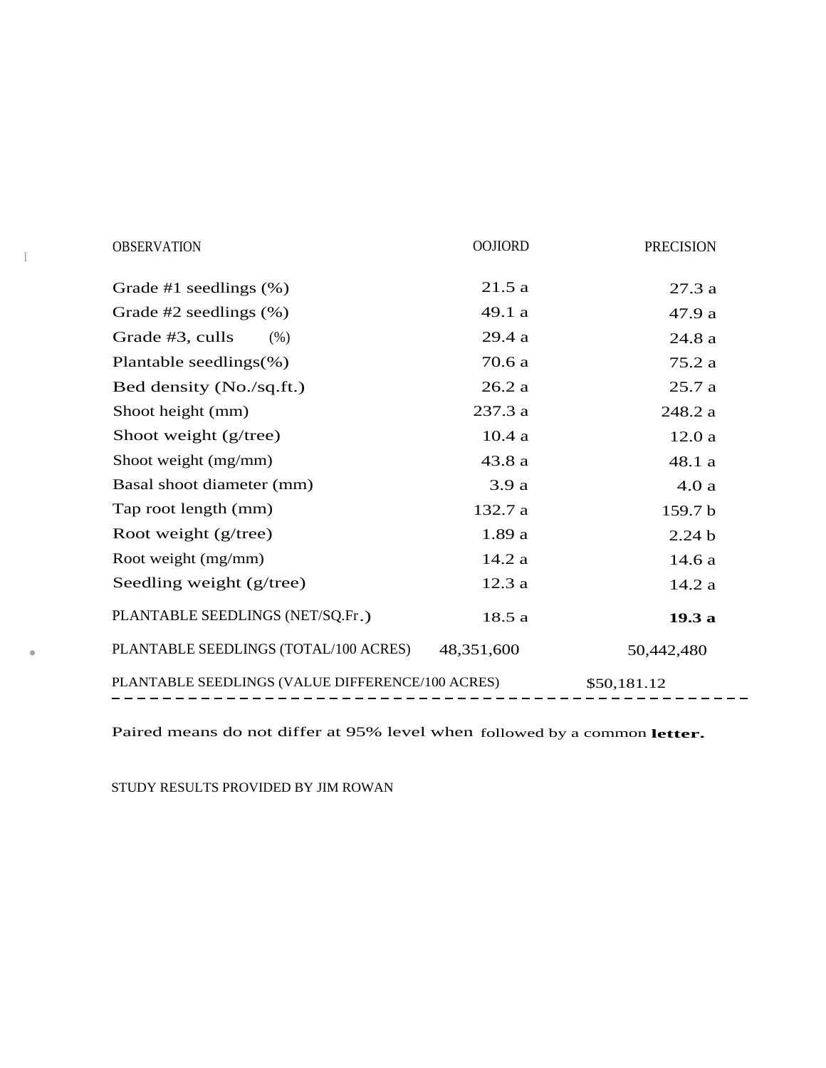| OBSERVATION | OOJIORD | PRECISION |
| --- | --- | --- |
| Grade #1 seedlings (%) | 21.5 a | 27.3 a |
| Grade #2 seedlings (%) | 49.1 a | 47.9 a |
| Grade #3, culls (%) | 29.4 a | 24.8 a |
| Plantable seedlings(%) | 70.6 a | 75.2 a |
| Bed density (No./sq.ft.) | 26.2 a | 25.7 a |
| Shoot height (mm) | 237.3 a | 248.2 a |
| Shoot weight (g/tree) | 10.4 a | 12.0 a |
| Shoot weight (mg/mm) | 43.8 a | 48.1 a |
| Basal shoot diameter (mm) | 3.9 a | 4.0 a |
| Tap root length (mm) | 132.7 a | 159.7 b |
| Root weight (g/tree) | 1.89 a | 2.24 b |
| Root weight (mg/mm) | 14.2 a | 14.6 a |
| Seedling weight (g/tree) | 12.3 a | 14.2 a |
| PLANTABLE SEEDLINGS (NET/SQ.Fr.) | 18.5 a | **19.3 a** |
| PLANTABLE SEEDLINGS (TOTAL/100 ACRES) | 48,351,600 | 50,442,480 |
| PLANTABLE SEEDLINGS (VALUE DIFFERENCE/100 ACRES) | | $50,181.12 |

Paired means do not differ at 95% level when followed by a common **letter.**

STUDY RESULTS PROVIDED BY JIM ROWAN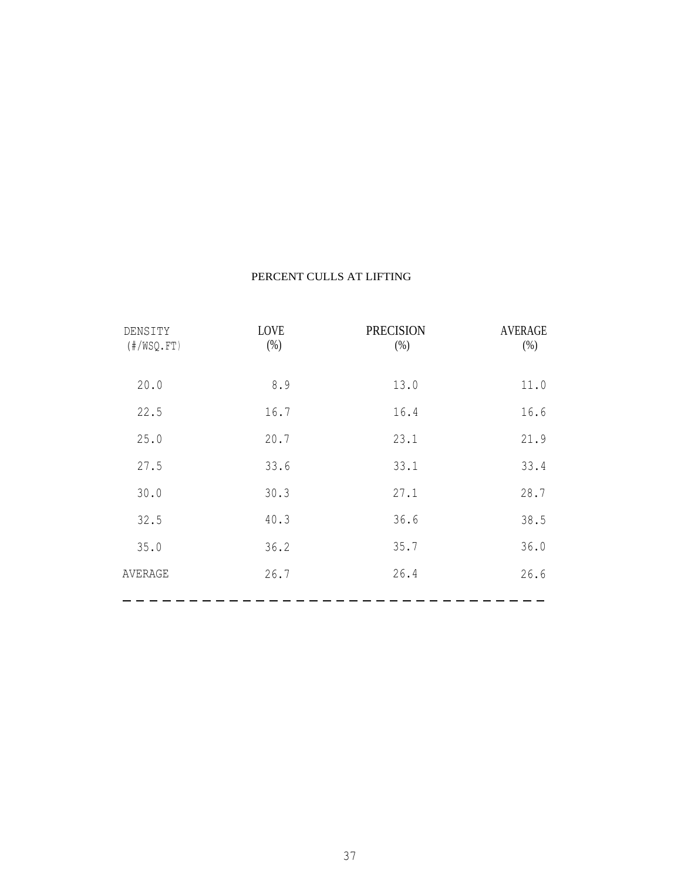PERCENT CULLS AT LIFTING

| DENSITY (#/WSQ.FT) | LOVE (%) | PRECISION (%) | AVERAGE (%) |
|---|---|---|---|
| 20.0 | 8.9 | 13.0 | 11.0 |
| 22.5 | 16.7 | 16.4 | 16.6 |
| 25.0 | 20.7 | 23.1 | 21.9 |
| 27.5 | 33.6 | 33.1 | 33.4 |
| 30.0 | 30.3 | 27.1 | 28.7 |
| 32.5 | 40.3 | 36.6 | 38.5 |
| 35.0 | 36.2 | 35.7 | 36.0 |
| AVERAGE | 26.7 | 26.4 | 26.6 |